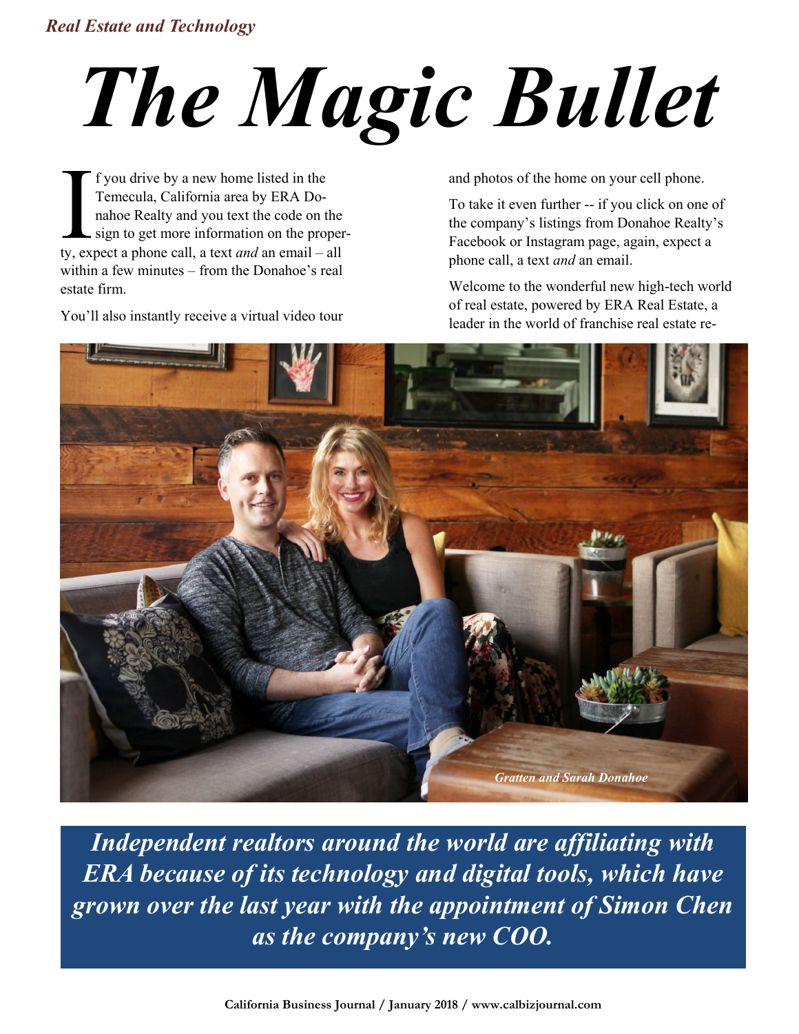*Real Estate and Technology*

# *The Magic Bullet*

If you drive by a new home listed in the Temecula, California area by ERA Donahoe Realty and you text the code on the sign to get more information on the property, expect a phone call, a text *and* an email – all within a few minutes – from the Donahoe's real estate firm.

You'll also instantly receive a virtual video tour and photos of the home on your cell phone.

To take it even further -- if you click on one of the company's listings from Donahoe Realty's Facebook or Instagram page, again, expect a phone call, a text *and* an email.

Welcome to the wonderful new high-tech world of real estate, powered by ERA Real Estate, a leader in the world of franchise real estate re-

*Gratten and Sarah Donahoe*

***Independent realtors around the world are affiliating with ERA because of its technology and digital tools, which have grown over the last year with the appointment of Simon Chen as the company's new COO.***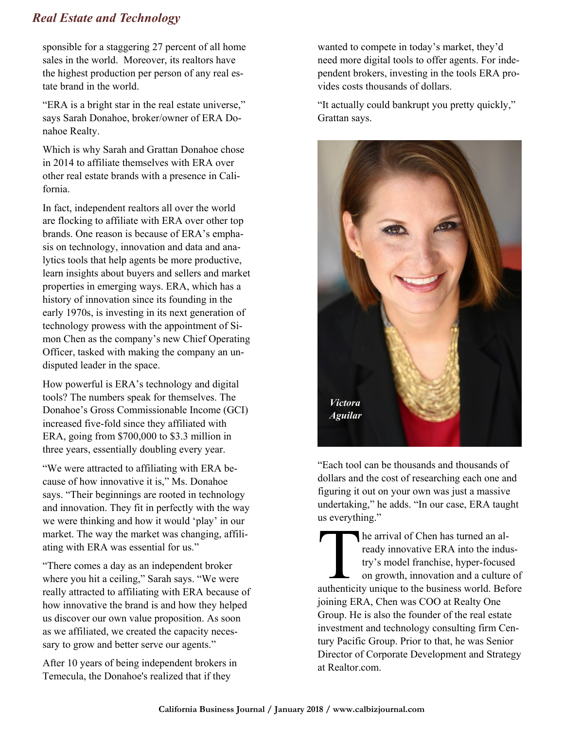sponsible for a staggering 27 percent of all home sales in the world. Moreover, its realtors have the highest production per person of any real estate brand in the world.

"ERA is a bright star in the real estate universe," says Sarah Donahoe, broker/owner of ERA Donahoe Realty.

Which is why Sarah and Grattan Donahoe chose in 2014 to affiliate themselves with ERA over other real estate brands with a presence in California.

In fact, independent realtors all over the world are flocking to affiliate with ERA over other top brands. One reason is because of ERA's emphasis on technology, innovation and data and analytics tools that help agents be more productive, learn insights about buyers and sellers and market properties in emerging ways. ERA, which has a history of innovation since its founding in the early 1970s, is investing in its next generation of technology prowess with the appointment of Simon Chen as the company's new Chief Operating Officer, tasked with making the company an undisputed leader in the space.

How powerful is ERA's technology and digital tools? The numbers speak for themselves. The Donahoe's Gross Commissionable Income (GCI) increased five-fold since they affiliated with ERA, going from $700,000 to $3.3 million in three years, essentially doubling every year.

"We were attracted to affiliating with ERA because of how innovative it is," Ms. Donahoe says. "Their beginnings are rooted in technology and innovation. They fit in perfectly with the way we were thinking and how it would 'play' in our market. The way the market was changing, affiliating with ERA was essential for us."

"There comes a day as an independent broker where you hit a ceiling," Sarah says. "We were really attracted to affiliating with ERA because of how innovative the brand is and how they helped us discover our own value proposition. As soon as we affiliated, we created the capacity necessary to grow and better serve our agents."

After 10 years of being independent brokers in Temecula, the Donahoe's realized that if they wanted to compete in today's market, they'd need more digital tools to offer agents. For independent brokers, investing in the tools ERA provides costs thousands of dollars.

"It actually could bankrupt you pretty quickly," Grattan says.

*Victora Aguilar*

"Each tool can be thousands and thousands of dollars and the cost of researching each one and figuring it out on your own was just a massive undertaking," he adds. "In our case, ERA taught us everything."

The arrival of Chen has turned an already innovative ERA into the industry's model franchise, hyper-focused on growth, innovation and a culture of authenticity unique to the business world. Before joining ERA, Chen was COO at Realty One Group. He is also the founder of the real estate investment and technology consulting firm Century Pacific Group. Prior to that, he was Senior Director of Corporate Development and Strategy at Realtor.com.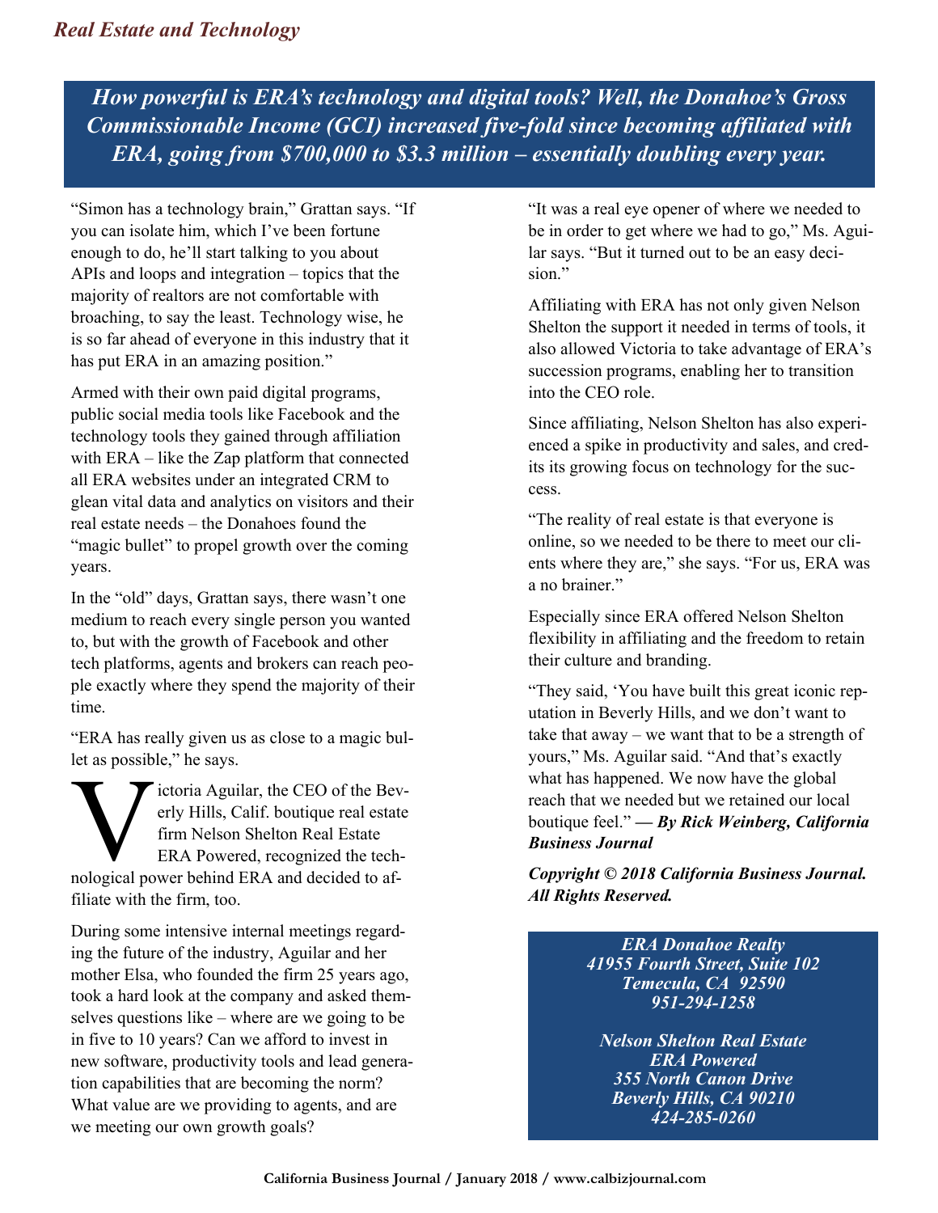*How powerful is ERA's technology and digital tools? Well, the Donahoe's Gross Commissionable Income (GCI) increased five-fold since becoming affiliated with ERA, going from $700,000 to $3.3 million – essentially doubling every year.*

"Simon has a technology brain," Grattan says. "If you can isolate him, which I've been fortune enough to do, he'll start talking to you about APIs and loops and integration – topics that the majority of realtors are not comfortable with broaching, to say the least. Technology wise, he is so far ahead of everyone in this industry that it has put ERA in an amazing position."

Armed with their own paid digital programs, public social media tools like Facebook and the technology tools they gained through affiliation with ERA – like the Zap platform that connected all ERA websites under an integrated CRM to glean vital data and analytics on visitors and their real estate needs – the Donahoes found the "magic bullet" to propel growth over the coming years.

In the "old" days, Grattan says, there wasn't one medium to reach every single person you wanted to, but with the growth of Facebook and other tech platforms, agents and brokers can reach people exactly where they spend the majority of their time.

"ERA has really given us as close to a magic bullet as possible," he says.

Victoria Aguilar, the CEO of the Beverly Hills, Calif. boutique real estate firm Nelson Shelton Real Estate ERA Powered, recognized the technological power behind ERA and decided to affiliate with the firm, too.

During some intensive internal meetings regarding the future of the industry, Aguilar and her mother Elsa, who founded the firm 25 years ago, took a hard look at the company and asked themselves questions like – where are we going to be in five to 10 years? Can we afford to invest in new software, productivity tools and lead generation capabilities that are becoming the norm? What value are we providing to agents, and are we meeting our own growth goals?

"It was a real eye opener of where we needed to be in order to get where we had to go," Ms. Aguilar says. "But it turned out to be an easy decision."

Affiliating with ERA has not only given Nelson Shelton the support it needed in terms of tools, it also allowed Victoria to take advantage of ERA's succession programs, enabling her to transition into the CEO role.

Since affiliating, Nelson Shelton has also experienced a spike in productivity and sales, and credits its growing focus on technology for the success.

"The reality of real estate is that everyone is online, so we needed to be there to meet our clients where they are," she says. "For us, ERA was a no brainer."

Especially since ERA offered Nelson Shelton flexibility in affiliating and the freedom to retain their culture and branding.

"They said, 'You have built this great iconic reputation in Beverly Hills, and we don't want to take that away – we want that to be a strength of yours," Ms. Aguilar said. "And that's exactly what has happened. We now have the global reach that we needed but we retained our local boutique feel." ***— By Rick Weinberg, California Business Journal***

***Copyright © 2018 California Business Journal. All Rights Reserved.***

***ERA Donahoe Realty***
***41955 Fourth Street, Suite 102***
***Temecula, CA 92590***
***951-294-1258***

***Nelson Shelton Real Estate***
***ERA Powered***
***355 North Canon Drive***
***Beverly Hills, CA 90210***
***424-285-0260***